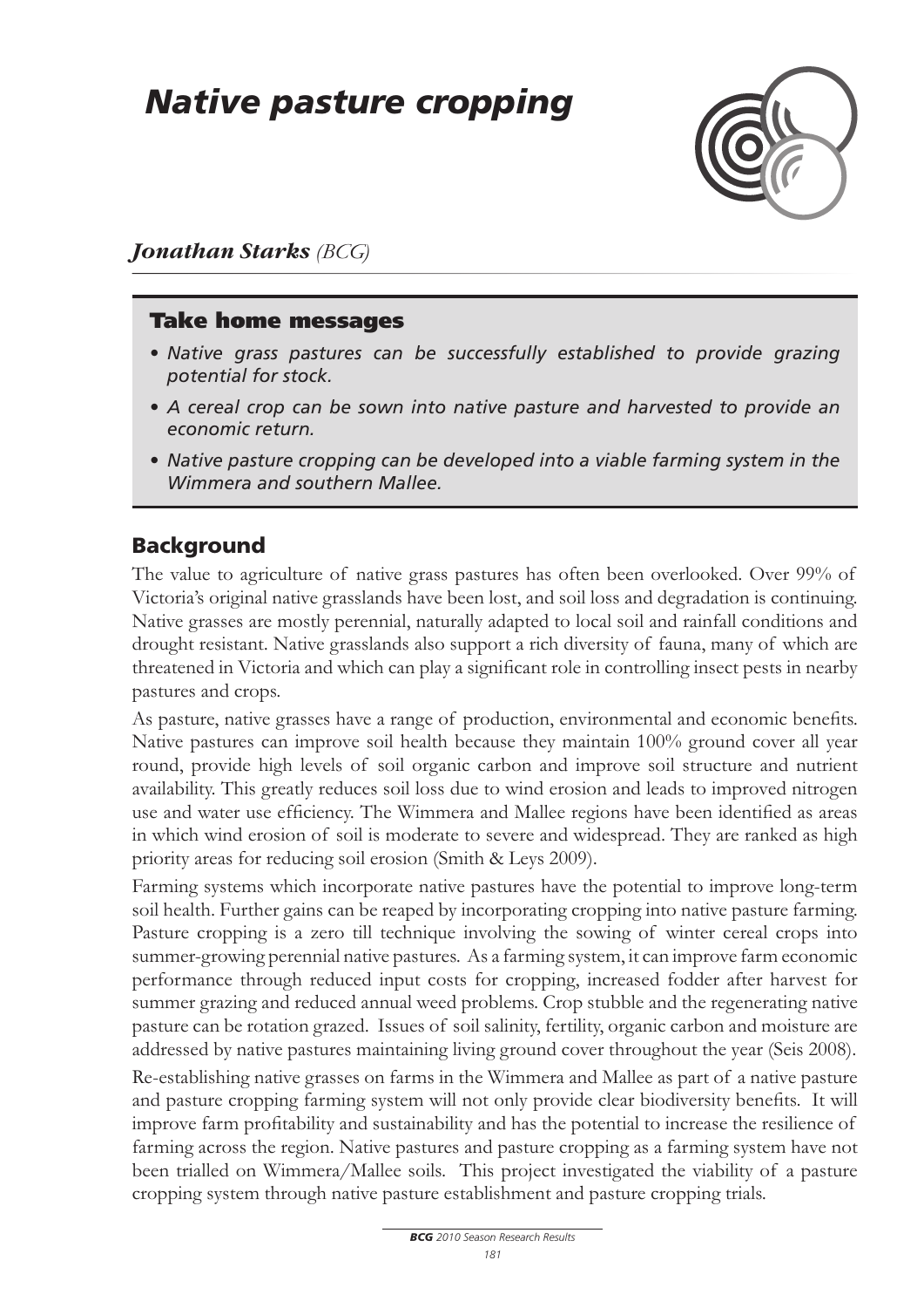# *Native pasture cropping*

***Jonathan Starks** (BCG)*

## Take home messages

- *Native grass pastures can be successfully established to provide grazing potential for stock.*
- *A cereal crop can be sown into native pasture and harvested to provide an economic return.*
- *Native pasture cropping can be developed into a viable farming system in the Wimmera and southern Mallee.*

## Background

The value to agriculture of native grass pastures has often been overlooked. Over 99% of Victoria's original native grasslands have been lost, and soil loss and degradation is continuing. Native grasses are mostly perennial, naturally adapted to local soil and rainfall conditions and drought resistant. Native grasslands also support a rich diversity of fauna, many of which are threatened in Victoria and which can play a significant role in controlling insect pests in nearby pastures and crops.

As pasture, native grasses have a range of production, environmental and economic benefits. Native pastures can improve soil health because they maintain 100% ground cover all year round, provide high levels of soil organic carbon and improve soil structure and nutrient availability. This greatly reduces soil loss due to wind erosion and leads to improved nitrogen use and water use efficiency. The Wimmera and Mallee regions have been identified as areas in which wind erosion of soil is moderate to severe and widespread. They are ranked as high priority areas for reducing soil erosion (Smith & Leys 2009).

Farming systems which incorporate native pastures have the potential to improve long-term soil health. Further gains can be reaped by incorporating cropping into native pasture farming. Pasture cropping is a zero till technique involving the sowing of winter cereal crops into summer-growing perennial native pastures. As a farming system, it can improve farm economic performance through reduced input costs for cropping, increased fodder after harvest for summer grazing and reduced annual weed problems. Crop stubble and the regenerating native pasture can be rotation grazed. Issues of soil salinity, fertility, organic carbon and moisture are addressed by native pastures maintaining living ground cover throughout the year (Seis 2008).

Re-establishing native grasses on farms in the Wimmera and Mallee as part of a native pasture and pasture cropping farming system will not only provide clear biodiversity benefits. It will improve farm profitability and sustainability and has the potential to increase the resilience of farming across the region. Native pastures and pasture cropping as a farming system have not been trialled on Wimmera/Mallee soils. This project investigated the viability of a pasture cropping system through native pasture establishment and pasture cropping trials.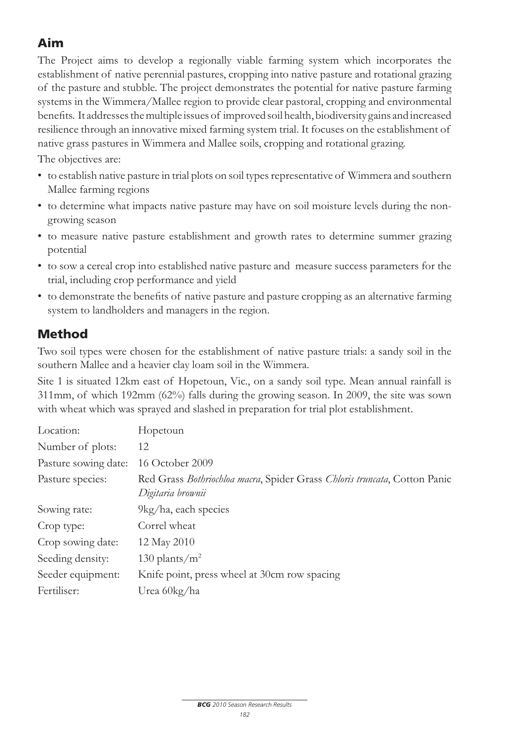## Aim

The Project aims to develop a regionally viable farming system which incorporates the establishment of native perennial pastures, cropping into native pasture and rotational grazing of the pasture and stubble. The project demonstrates the potential for native pasture farming systems in the Wimmera/Mallee region to provide clear pastoral, cropping and environmental benefits. It addresses the multiple issues of improved soil health, biodiversity gains and increased resilience through an innovative mixed farming system trial. It focuses on the establishment of native grass pastures in Wimmera and Mallee soils, cropping and rotational grazing.

The objectives are:

- to establish native pasture in trial plots on soil types representative of Wimmera and southern Mallee farming regions
- to determine what impacts native pasture may have on soil moisture levels during the non-growing season
- to measure native pasture establishment and growth rates to determine summer grazing potential
- to sow a cereal crop into established native pasture and measure success parameters for the trial, including crop performance and yield
- to demonstrate the benefits of native pasture and pasture cropping as an alternative farming system to landholders and managers in the region.

## Method

Two soil types were chosen for the establishment of native pasture trials: a sandy soil in the southern Mallee and a heavier clay loam soil in the Wimmera.

Site 1 is situated 12km east of Hopetoun, Vic., on a sandy soil type. Mean annual rainfall is 311mm, of which 192mm (62%) falls during the growing season. In 2009, the site was sown with wheat which was sprayed and slashed in preparation for trial plot establishment.

| | |
|---|---|
| Location: | Hopetoun |
| Number of plots: | 12 |
| Pasture sowing date: | 16 October 2009 |
| Pasture species: | Red Grass *Bothriochloa macra*, Spider Grass *Chloris truncata*, Cotton Panic *Digitaria brownii* |
| Sowing rate: | 9kg/ha, each species |
| Crop type: | Correl wheat |
| Crop sowing date: | 12 May 2010 |
| Seeding density: | 130 plants/m$^2$ |
| Seeder equipment: | Knife point, press wheel at 30cm row spacing |
| Fertiliser: | Urea 60kg/ha |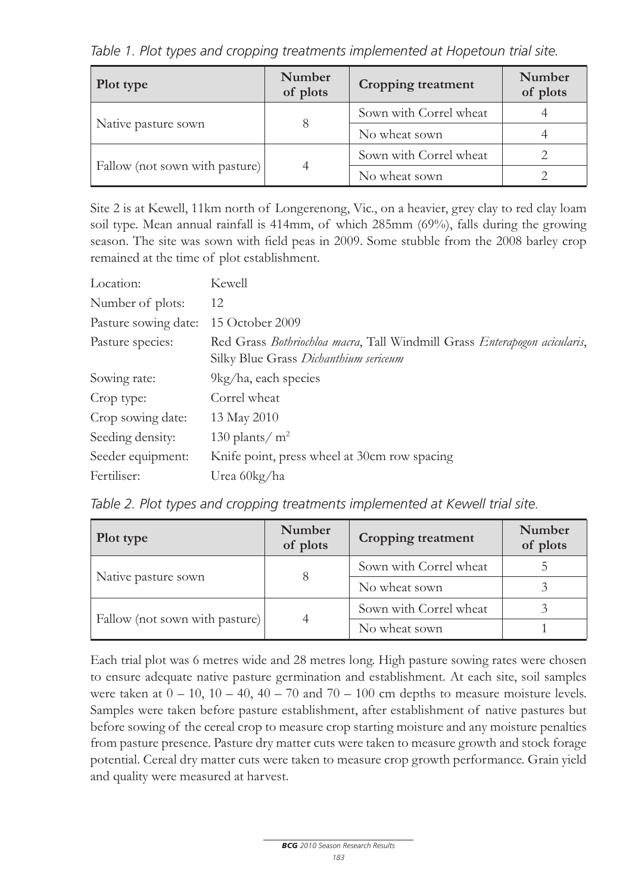*Table 1. Plot types and cropping treatments implemented at Hopetoun trial site.*

| Plot type | Number of plots | Cropping treatment | Number of plots |
|---|---|---|---|
| Native pasture sown | 8 | Sown with Correl wheat | 4 |
| | | No wheat sown | 4 |
| Fallow (not sown with pasture) | 4 | Sown with Correl wheat | 2 |
| | | No wheat sown | 2 |

Site 2 is at Kewell, 11km north of Longerenong, Vic., on a heavier, grey clay to red clay loam soil type. Mean annual rainfall is 414mm, of which 285mm (69%), falls during the growing season. The site was sown with field peas in 2009. Some stubble from the 2008 barley crop remained at the time of plot establishment.

| | |
|---|---|
| Location: | Kewell |
| Number of plots: | 12 |
| Pasture sowing date: | 15 October 2009 |
| Pasture species: | Red Grass *Bothriochloa macra*, Tall Windmill Grass *Enterapogon acicularis*, Silky Blue Grass *Dichanthium sericeum* |
| Sowing rate: | 9kg/ha, each species |
| Crop type: | Correl wheat |
| Crop sowing date: | 13 May 2010 |
| Seeding density: | 130 plants/ $m^2$ |
| Seeder equipment: | Knife point, press wheel at 30cm row spacing |
| Fertiliser: | Urea 60kg/ha |

*Table 2. Plot types and cropping treatments implemented at Kewell trial site.*

| Plot type | Number of plots | Cropping treatment | Number of plots |
|---|---|---|---|
| Native pasture sown | 8 | Sown with Correl wheat | 5 |
| | | No wheat sown | 3 |
| Fallow (not sown with pasture) | 4 | Sown with Correl wheat | 3 |
| | | No wheat sown | 1 |

Each trial plot was 6 metres wide and 28 metres long. High pasture sowing rates were chosen to ensure adequate native pasture germination and establishment. At each site, soil samples were taken at 0 – 10, 10 – 40, 40 – 70 and 70 – 100 cm depths to measure moisture levels. Samples were taken before pasture establishment, after establishment of native pastures but before sowing of the cereal crop to measure crop starting moisture and any moisture penalties from pasture presence. Pasture dry matter cuts were taken to measure growth and stock forage potential. Cereal dry matter cuts were taken to measure crop growth performance. Grain yield and quality were measured at harvest.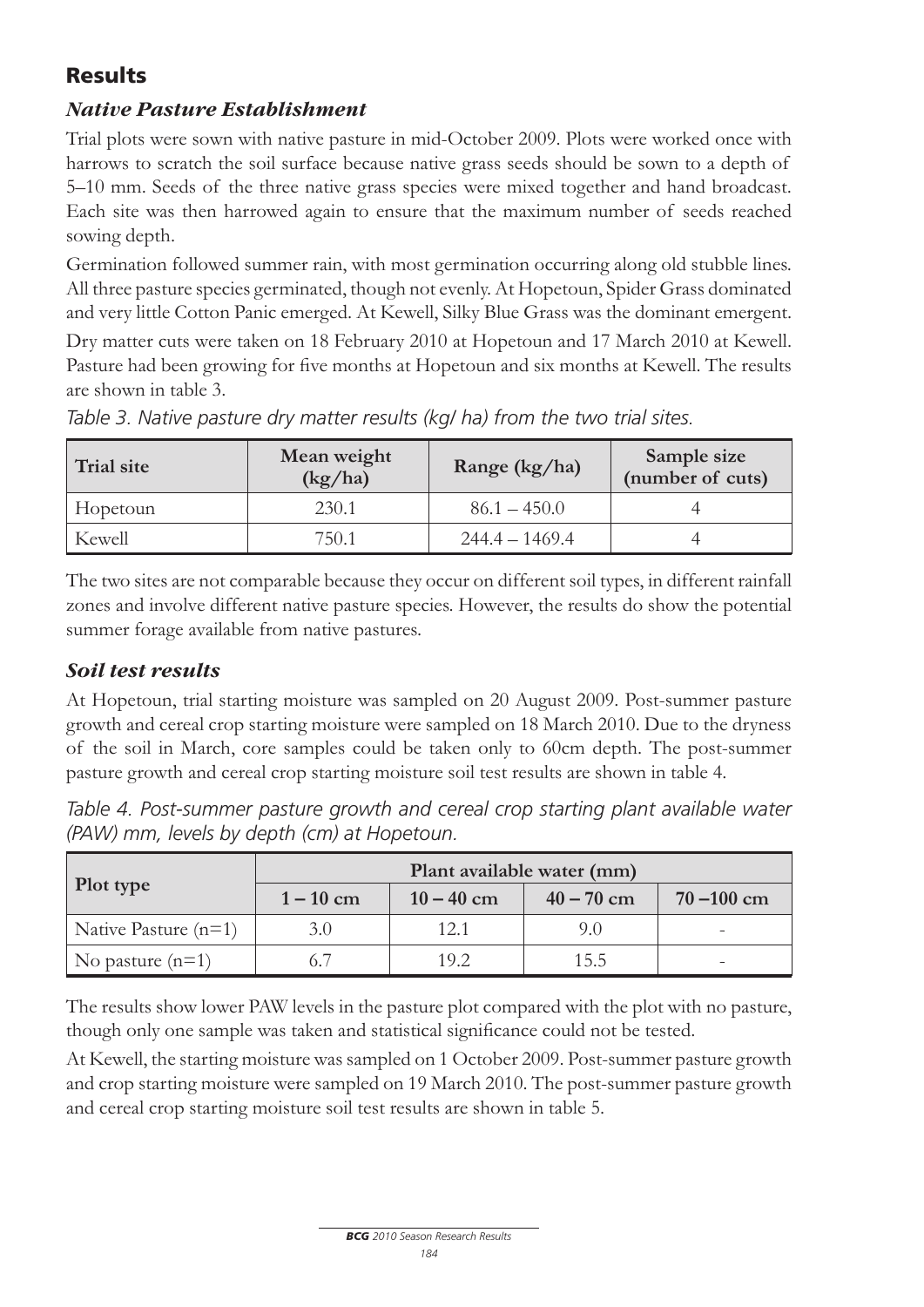## Results

### *Native Pasture Establishment*

Trial plots were sown with native pasture in mid-October 2009. Plots were worked once with harrows to scratch the soil surface because native grass seeds should be sown to a depth of 5–10 mm. Seeds of the three native grass species were mixed together and hand broadcast. Each site was then harrowed again to ensure that the maximum number of seeds reached sowing depth.

Germination followed summer rain, with most germination occurring along old stubble lines. All three pasture species germinated, though not evenly. At Hopetoun, Spider Grass dominated and very little Cotton Panic emerged. At Kewell, Silky Blue Grass was the dominant emergent.

Dry matter cuts were taken on 18 February 2010 at Hopetoun and 17 March 2010 at Kewell. Pasture had been growing for five months at Hopetoun and six months at Kewell. The results are shown in table 3.

*Table 3. Native pasture dry matter results (kg/ ha) from the two trial sites.*

| Trial site | Mean weight (kg/ha) | Range (kg/ha) | Sample size (number of cuts) |
|---|---|---|---|
| Hopetoun | 230.1 | 86.1 – 450.0 | 4 |
| Kewell | 750.1 | 244.4 – 1469.4 | 4 |

The two sites are not comparable because they occur on different soil types, in different rainfall zones and involve different native pasture species. However, the results do show the potential summer forage available from native pastures.

### *Soil test results*

At Hopetoun, trial starting moisture was sampled on 20 August 2009. Post-summer pasture growth and cereal crop starting moisture were sampled on 18 March 2010. Due to the dryness of the soil in March, core samples could be taken only to 60cm depth. The post-summer pasture growth and cereal crop starting moisture soil test results are shown in table 4.

*Table 4. Post-summer pasture growth and cereal crop starting plant available water (PAW) mm, levels by depth (cm) at Hopetoun.*

| Plot type | Plant available water (mm) | | | |
|---|---|---|---|---|
| | 1 – 10 cm | 10 – 40 cm | 40 – 70 cm | 70 –100 cm |
| Native Pasture (n=1) | 3.0 | 12.1 | 9.0 | - |
| No pasture (n=1) | 6.7 | 19.2 | 15.5 | - |

The results show lower PAW levels in the pasture plot compared with the plot with no pasture, though only one sample was taken and statistical significance could not be tested.

At Kewell, the starting moisture was sampled on 1 October 2009. Post-summer pasture growth and crop starting moisture were sampled on 19 March 2010. The post-summer pasture growth and cereal crop starting moisture soil test results are shown in table 5.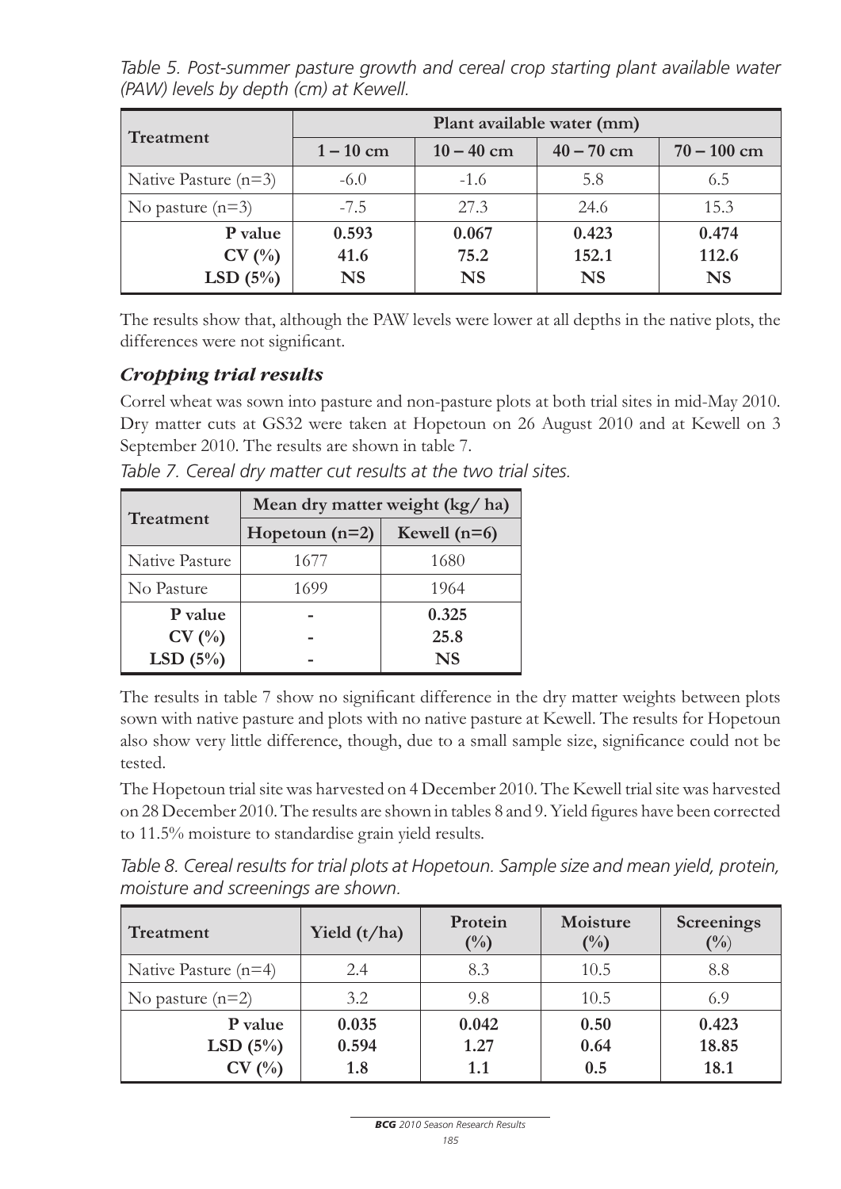*Table 5. Post-summer pasture growth and cereal crop starting plant available water (PAW) levels by depth (cm) at Kewell.*

| Treatment | Plant available water (mm) | | | |
|---|---|---|---|---|
| | 1 – 10 cm | 10 – 40 cm | 40 – 70 cm | 70 – 100 cm |
| Native Pasture (n=3) | -6.0 | -1.6 | 5.8 | 6.5 |
| No pasture (n=3) | -7.5 | 27.3 | 24.6 | 15.3 |
| **P value** | **0.593** | **0.067** | **0.423** | **0.474** |
| **CV (%)** | **41.6** | **75.2** | **152.1** | **112.6** |
| **LSD (5%)** | **NS** | **NS** | **NS** | **NS** |

The results show that, although the PAW levels were lower at all depths in the native plots, the differences were not significant.

## *Cropping trial results*

Correl wheat was sown into pasture and non-pasture plots at both trial sites in mid-May 2010. Dry matter cuts at GS32 were taken at Hopetoun on 26 August 2010 and at Kewell on 3 September 2010. The results are shown in table 7.

*Table 7. Cereal dry matter cut results at the two trial sites.*

| Treatment | Mean dry matter weight (kg/ ha) | |
|---|---|---|
| | Hopetoun (n=2) | Kewell (n=6) |
| Native Pasture | 1677 | 1680 |
| No Pasture | 1699 | 1964 |
| **P value** | - | **0.325** |
| **CV (%)** | - | **25.8** |
| **LSD (5%)** | - | **NS** |

The results in table 7 show no significant difference in the dry matter weights between plots sown with native pasture and plots with no native pasture at Kewell. The results for Hopetoun also show very little difference, though, due to a small sample size, significance could not be tested.

The Hopetoun trial site was harvested on 4 December 2010. The Kewell trial site was harvested on 28 December 2010. The results are shown in tables 8 and 9. Yield figures have been corrected to 11.5% moisture to standardise grain yield results.

*Table 8. Cereal results for trial plots at Hopetoun. Sample size and mean yield, protein, moisture and screenings are shown.*

| Treatment | Yield (t/ha) | Protein (%) | Moisture (%) | Screenings (%) |
|---|---|---|---|---|
| Native Pasture (n=4) | 2.4 | 8.3 | 10.5 | 8.8 |
| No pasture (n=2) | 3.2 | 9.8 | 10.5 | 6.9 |
| **P value** | **0.035** | **0.042** | **0.50** | **0.423** |
| **LSD (5%)** | **0.594** | **1.27** | **0.64** | **18.85** |
| **CV (%)** | **1.8** | **1.1** | **0.5** | **18.1** |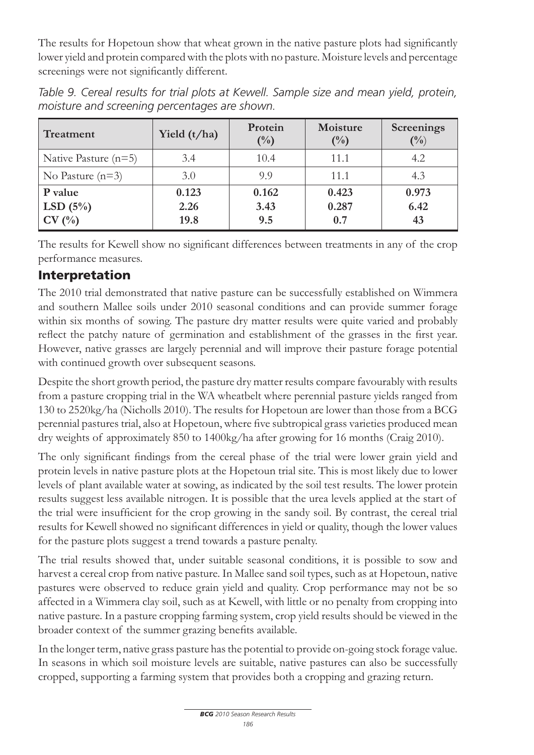The results for Hopetoun show that wheat grown in the native pasture plots had significantly lower yield and protein compared with the plots with no pasture. Moisture levels and percentage screenings were not significantly different.

*Table 9. Cereal results for trial plots at Kewell. Sample size and mean yield, protein, moisture and screening percentages are shown.*

| Treatment | Yield (t/ha) | Protein (%) | Moisture (%) | Screenings (%) |
|---|---|---|---|---|
| Native Pasture (n=5) | 3.4 | 10.4 | 11.1 | 4.2 |
| No Pasture (n=3) | 3.0 | 9.9 | 11.1 | 4.3 |
| **P value** | **0.123** | **0.162** | **0.423** | **0.973** |
| **LSD (5%)** | **2.26** | **3.43** | **0.287** | **6.42** |
| **CV (%)** | **19.8** | **9.5** | **0.7** | **43** |

The results for Kewell show no significant differences between treatments in any of the crop performance measures.

## Interpretation

The 2010 trial demonstrated that native pasture can be successfully established on Wimmera and southern Mallee soils under 2010 seasonal conditions and can provide summer forage within six months of sowing. The pasture dry matter results were quite varied and probably reflect the patchy nature of germination and establishment of the grasses in the first year. However, native grasses are largely perennial and will improve their pasture forage potential with continued growth over subsequent seasons.

Despite the short growth period, the pasture dry matter results compare favourably with results from a pasture cropping trial in the WA wheatbelt where perennial pasture yields ranged from 130 to 2520kg/ha (Nicholls 2010). The results for Hopetoun are lower than those from a BCG perennial pastures trial, also at Hopetoun, where five subtropical grass varieties produced mean dry weights of approximately 850 to 1400kg/ha after growing for 16 months (Craig 2010).

The only significant findings from the cereal phase of the trial were lower grain yield and protein levels in native pasture plots at the Hopetoun trial site. This is most likely due to lower levels of plant available water at sowing, as indicated by the soil test results. The lower protein results suggest less available nitrogen. It is possible that the urea levels applied at the start of the trial were insufficient for the crop growing in the sandy soil. By contrast, the cereal trial results for Kewell showed no significant differences in yield or quality, though the lower values for the pasture plots suggest a trend towards a pasture penalty.

The trial results showed that, under suitable seasonal conditions, it is possible to sow and harvest a cereal crop from native pasture. In Mallee sand soil types, such as at Hopetoun, native pastures were observed to reduce grain yield and quality. Crop performance may not be so affected in a Wimmera clay soil, such as at Kewell, with little or no penalty from cropping into native pasture. In a pasture cropping farming system, crop yield results should be viewed in the broader context of the summer grazing benefits available.

In the longer term, native grass pasture has the potential to provide on-going stock forage value. In seasons in which soil moisture levels are suitable, native pastures can also be successfully cropped, supporting a farming system that provides both a cropping and grazing return.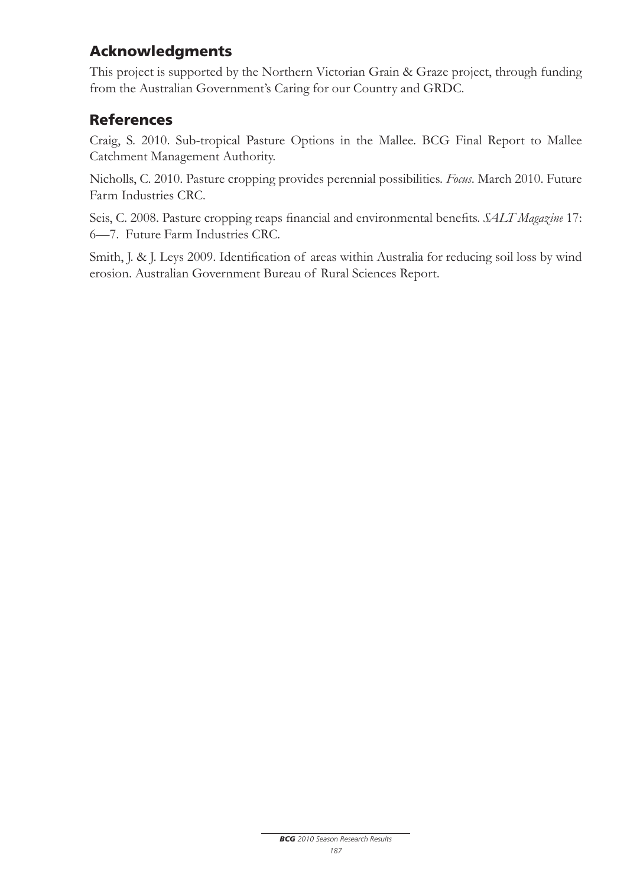## Acknowledgments

This project is supported by the Northern Victorian Grain & Graze project, through funding from the Australian Government's Caring for our Country and GRDC.

## References

Craig, S. 2010. Sub-tropical Pasture Options in the Mallee. BCG Final Report to Mallee Catchment Management Authority.

Nicholls, C. 2010. Pasture cropping provides perennial possibilities. *Focus*. March 2010. Future Farm Industries CRC.

Seis, C. 2008. Pasture cropping reaps financial and environmental benefits. *SALT Magazine* 17: 6—7. Future Farm Industries CRC.

Smith, J. & J. Leys 2009. Identification of areas within Australia for reducing soil loss by wind erosion. Australian Government Bureau of Rural Sciences Report.